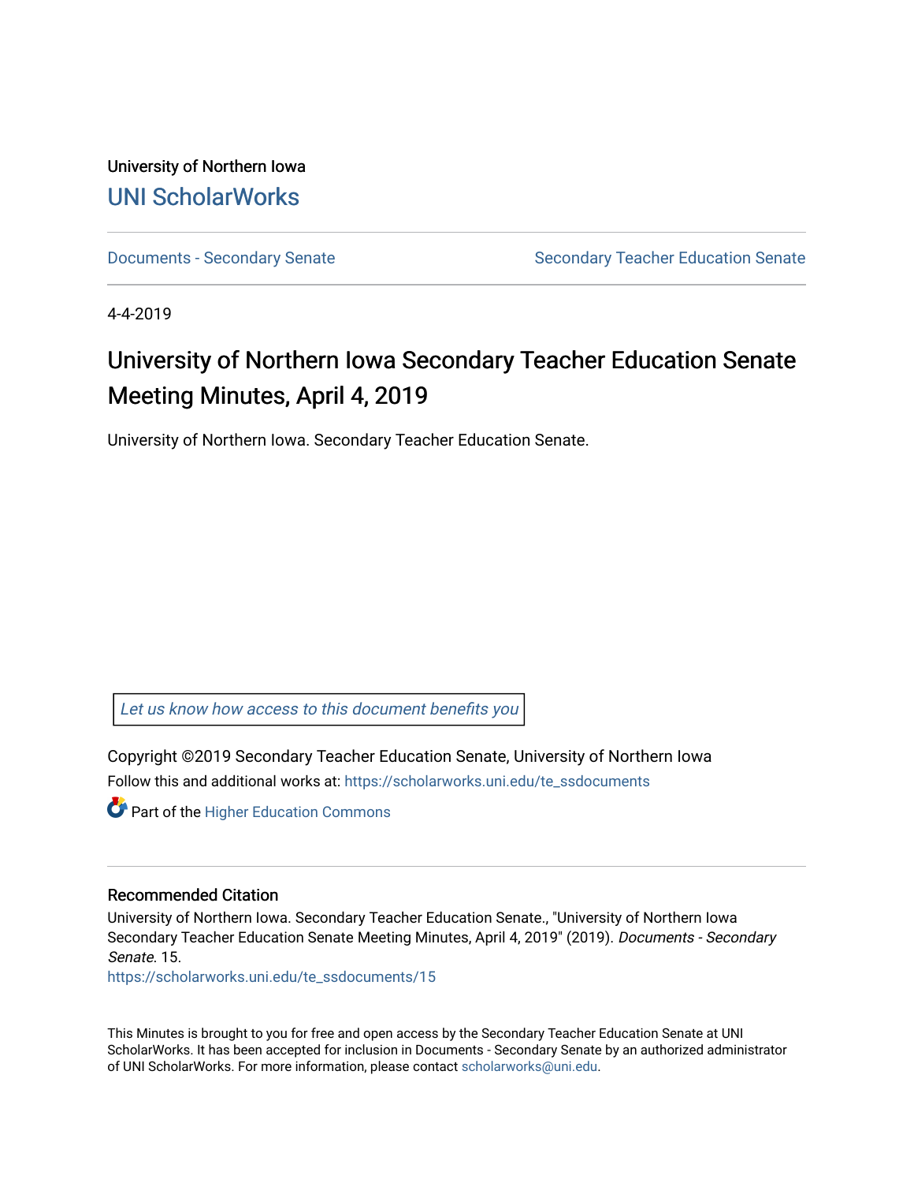University of Northern Iowa

# UNI ScholarWorks

Documents - Secondary Senate | Secondary Teacher Education Senate

4-4-2019

# University of Northern Iowa Secondary Teacher Education Senate Meeting Minutes, April 4, 2019

University of Northern Iowa. Secondary Teacher Education Senate.

Let us know how access to this document benefits you

Copyright ©2019 Secondary Teacher Education Senate, University of Northern Iowa

Follow this and additional works at: https://scholarworks.uni.edu/te_ssdocuments

Part of the Higher Education Commons

## Recommended Citation

University of Northern Iowa. Secondary Teacher Education Senate., "University of Northern Iowa Secondary Teacher Education Senate Meeting Minutes, April 4, 2019" (2019). *Documents - Secondary Senate*. 15.
https://scholarworks.uni.edu/te_ssdocuments/15

This Minutes is brought to you for free and open access by the Secondary Teacher Education Senate at UNI ScholarWorks. It has been accepted for inclusion in Documents - Secondary Senate by an authorized administrator of UNI ScholarWorks. For more information, please contact scholarworks@uni.edu.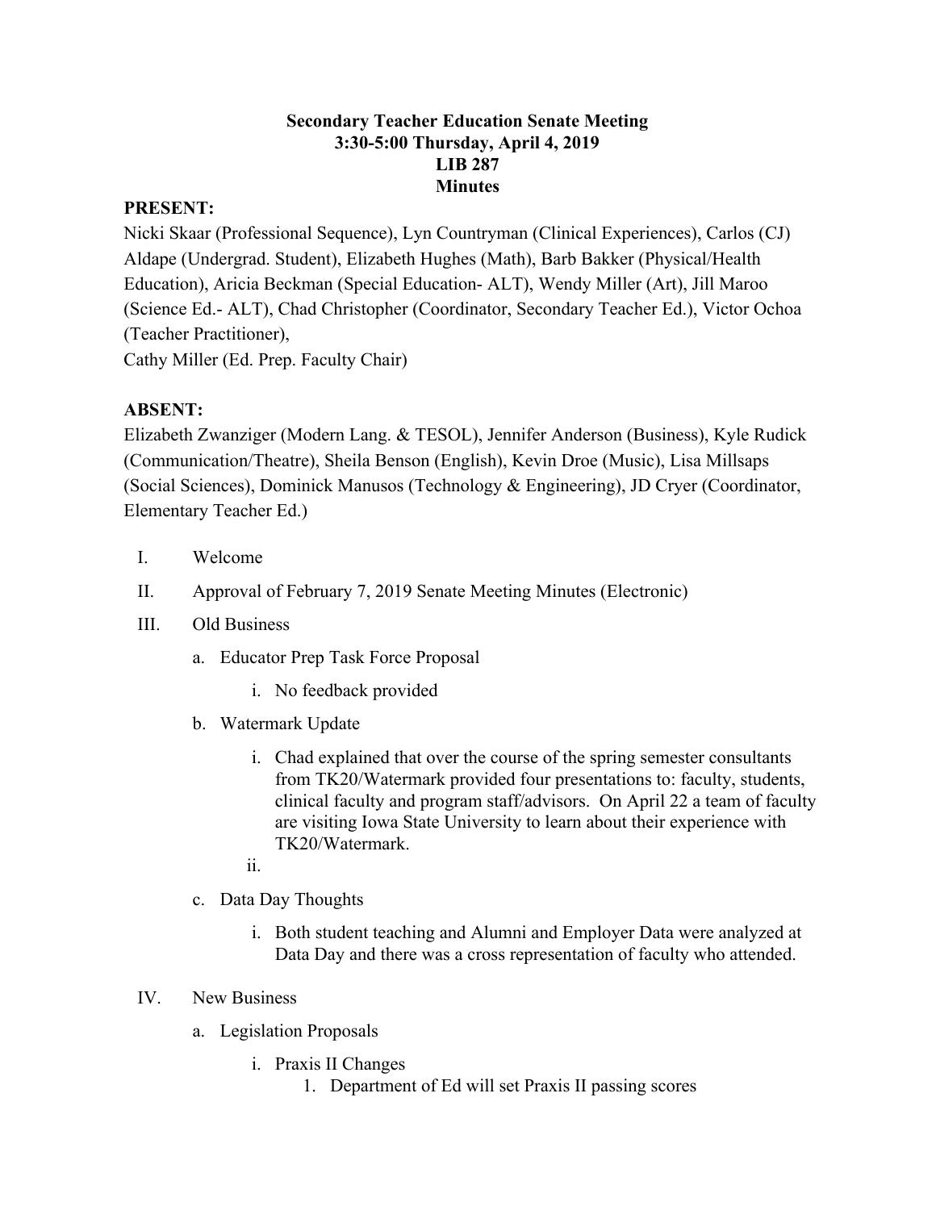**Secondary Teacher Education Senate Meeting**
**3:30-5:00 Thursday, April 4, 2019**
**LIB 287**
**Minutes**

**PRESENT:**
Nicki Skaar (Professional Sequence), Lyn Countryman (Clinical Experiences), Carlos (CJ) Aldape (Undergrad. Student), Elizabeth Hughes (Math), Barb Bakker (Physical/Health Education), Aricia Beckman (Special Education- ALT), Wendy Miller (Art), Jill Maroo (Science Ed.- ALT), Chad Christopher (Coordinator, Secondary Teacher Ed.), Victor Ochoa (Teacher Practitioner),
Cathy Miller (Ed. Prep. Faculty Chair)

**ABSENT:**
Elizabeth Zwanziger (Modern Lang. & TESOL), Jennifer Anderson (Business), Kyle Rudick (Communication/Theatre), Sheila Benson (English), Kevin Droe (Music), Lisa Millsaps (Social Sciences), Dominick Manusos (Technology & Engineering), JD Cryer (Coordinator, Elementary Teacher Ed.)

I. Welcome

II. Approval of February 7, 2019 Senate Meeting Minutes (Electronic)

III. Old Business

   a. Educator Prep Task Force Proposal

      i. No feedback provided

   b. Watermark Update

      i. Chad explained that over the course of the spring semester consultants from TK20/Watermark provided four presentations to: faculty, students, clinical faculty and program staff/advisors. On April 22 a team of faculty are visiting Iowa State University to learn about their experience with TK20/Watermark.

      ii.

   c. Data Day Thoughts

      i. Both student teaching and Alumni and Employer Data were analyzed at Data Day and there was a cross representation of faculty who attended.

IV. New Business

   a. Legislation Proposals

      i. Praxis II Changes

         1. Department of Ed will set Praxis II passing scores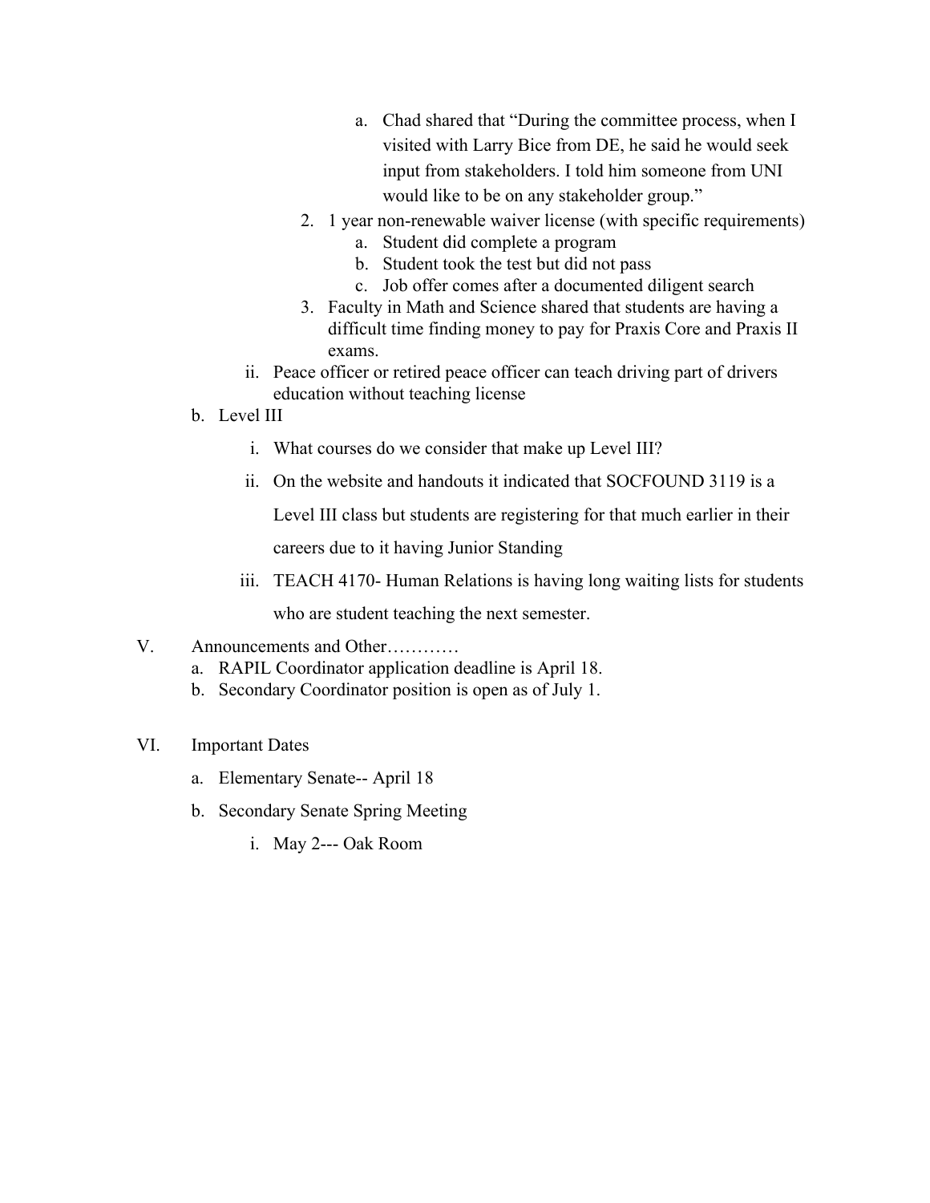a. Chad shared that "During the committee process, when I visited with Larry Bice from DE, he said he would seek input from stakeholders. I told him someone from UNI would like to be on any stakeholder group."
         2. 1 year non-renewable waiver license (with specific requirements)
            a. Student did complete a program
            b. Student took the test but did not pass
            c. Job offer comes after a documented diligent search
         3. Faculty in Math and Science shared that students are having a difficult time finding money to pay for Praxis Core and Praxis II exams.
      ii. Peace officer or retired peace officer can teach driving part of drivers education without teaching license
   b. Level III
      i. What courses do we consider that make up Level III?
      ii. On the website and handouts it indicated that SOCFOUND 3119 is a Level III class but students are registering for that much earlier in their careers due to it having Junior Standing
      iii. TEACH 4170- Human Relations is having long waiting lists for students who are student teaching the next semester.

V. Announcements and Other…………
   a. RAPIL Coordinator application deadline is April 18.
   b. Secondary Coordinator position is open as of July 1.

VI. Important Dates
   a. Elementary Senate-- April 18
   b. Secondary Senate Spring Meeting
      i. May 2--- Oak Room